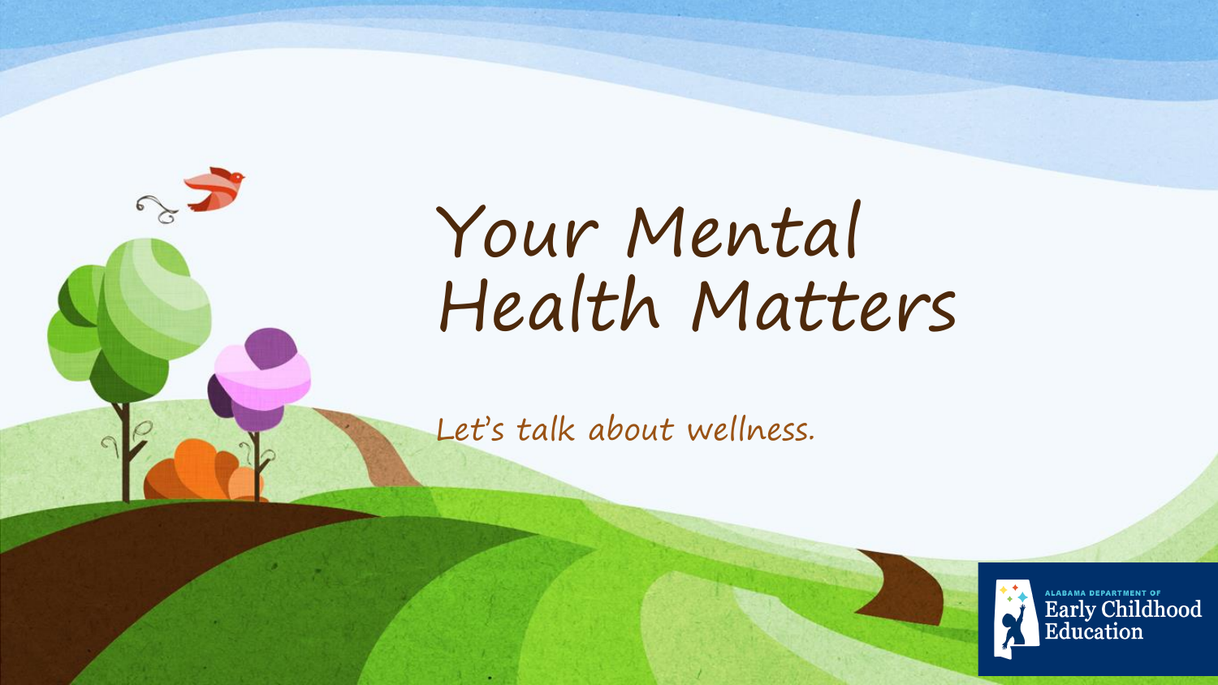# Your Mental Health Matters

*Let's talk about wellness.*

ALABAMA DEPARTMENT OF Early Childhood Education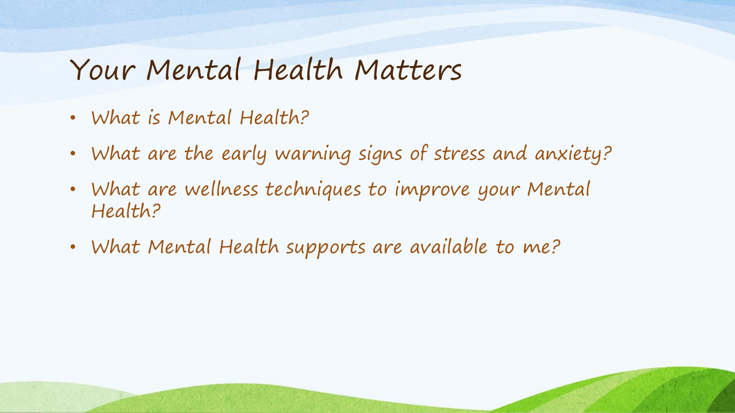# Your Mental Health Matters

- What is Mental Health?
- What are the early warning signs of stress and anxiety?
- What are wellness techniques to improve your Mental Health?
- What Mental Health supports are available to me?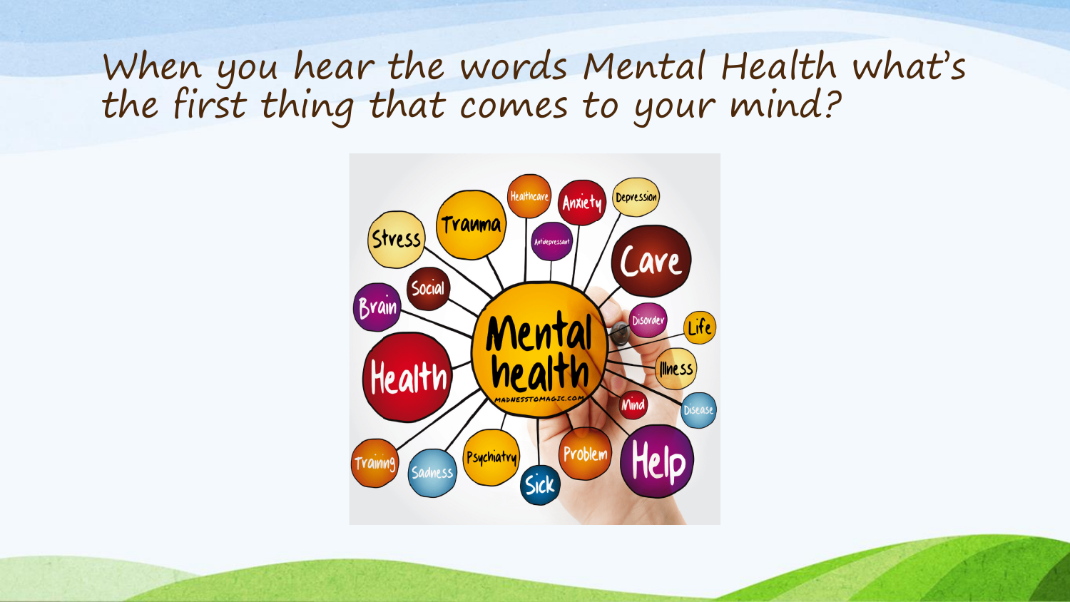# When you hear the words Mental Health what's the first thing that comes to your mind?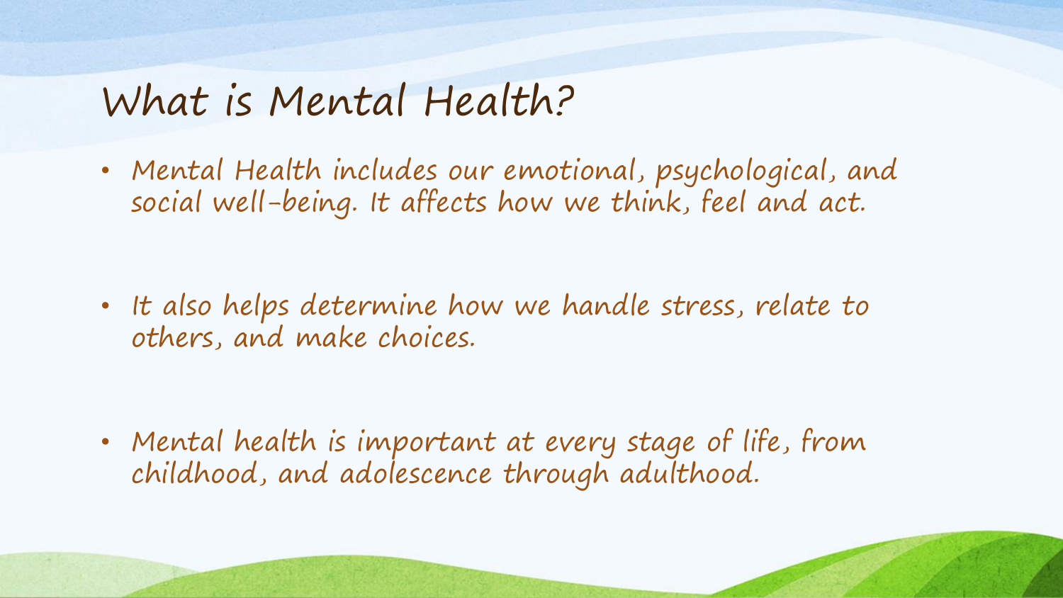# What is Mental Health?

- Mental Health includes our emotional, psychological, and social well-being. It affects how we think, feel and act.

- It also helps determine how we handle stress, relate to others, and make choices.

- Mental health is important at every stage of life, from childhood, and adolescence through adulthood.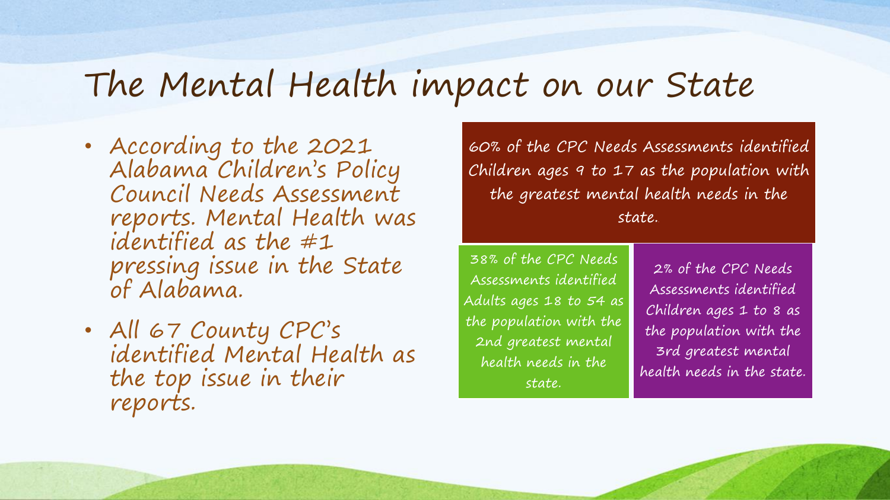# The Mental Health impact on our State

- According to the 2021 Alabama Children's Policy Council Needs Assessment reports. Mental Health was identified as the #1 pressing issue in the State of Alabama.
- All 67 County CPC's identified Mental Health as the top issue in their reports.

60% of the CPC Needs Assessments identified Children ages 9 to 17 as the population with the greatest mental health needs in the state.

38% of the CPC Needs Assessments identified Adults ages 18 to 54 as the population with the 2nd greatest mental health needs in the state.

2% of the CPC Needs Assessments identified Children ages 1 to 8 as the population with the 3rd greatest mental health needs in the state.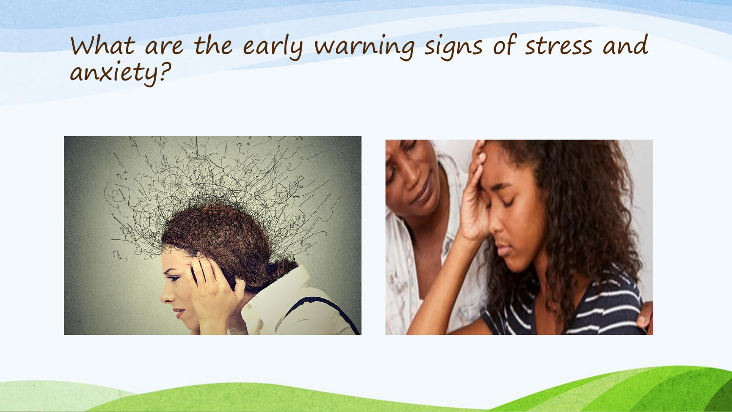# What are the early warning signs of stress and anxiety?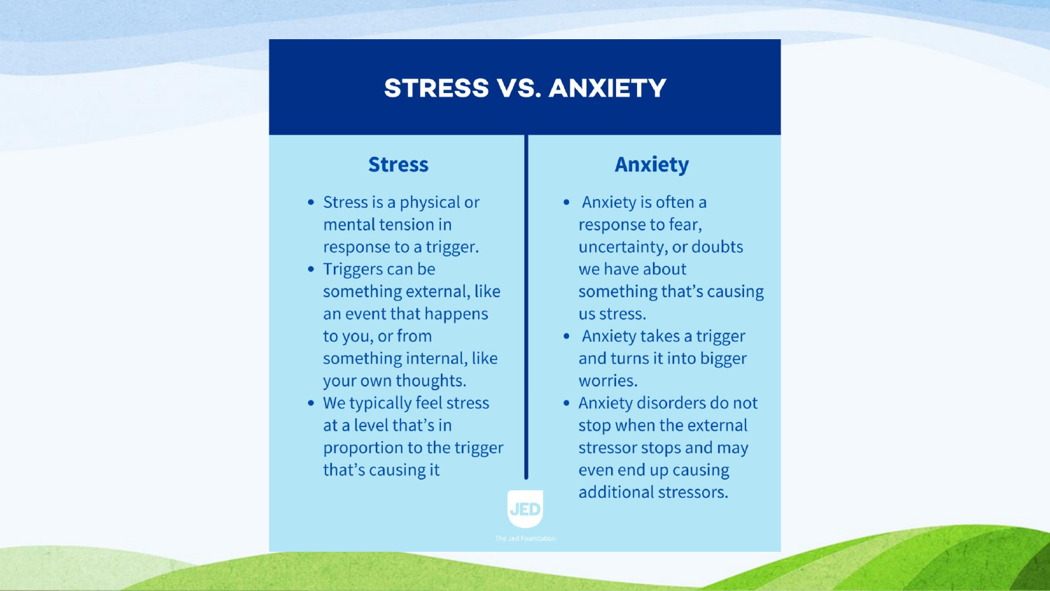# STRESS VS. ANXIETY

## Stress

- Stress is a physical or mental tension in response to a trigger.
- Triggers can be something external, like an event that happens to you, or from something internal, like your own thoughts.
- We typically feel stress at a level that's in proportion to the trigger that's causing it

## Anxiety

- Anxiety is often a response to fear, uncertainty, or doubts we have about something that's causing us stress.
- Anxiety takes a trigger and turns it into bigger worries.
- Anxiety disorders do not stop when the external stressor stops and may even end up causing additional stressors.

JED

The Jed Foundation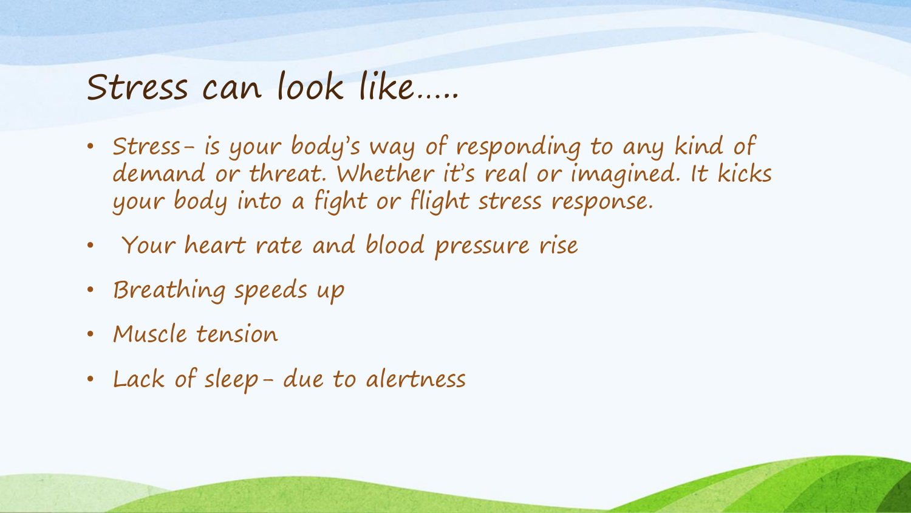# Stress can look like…..

- Stress- is your body's way of responding to any kind of demand or threat. Whether it's real or imagined. It kicks your body into a fight or flight stress response.
- Your heart rate and blood pressure rise
- Breathing speeds up
- Muscle tension
- Lack of sleep- due to alertness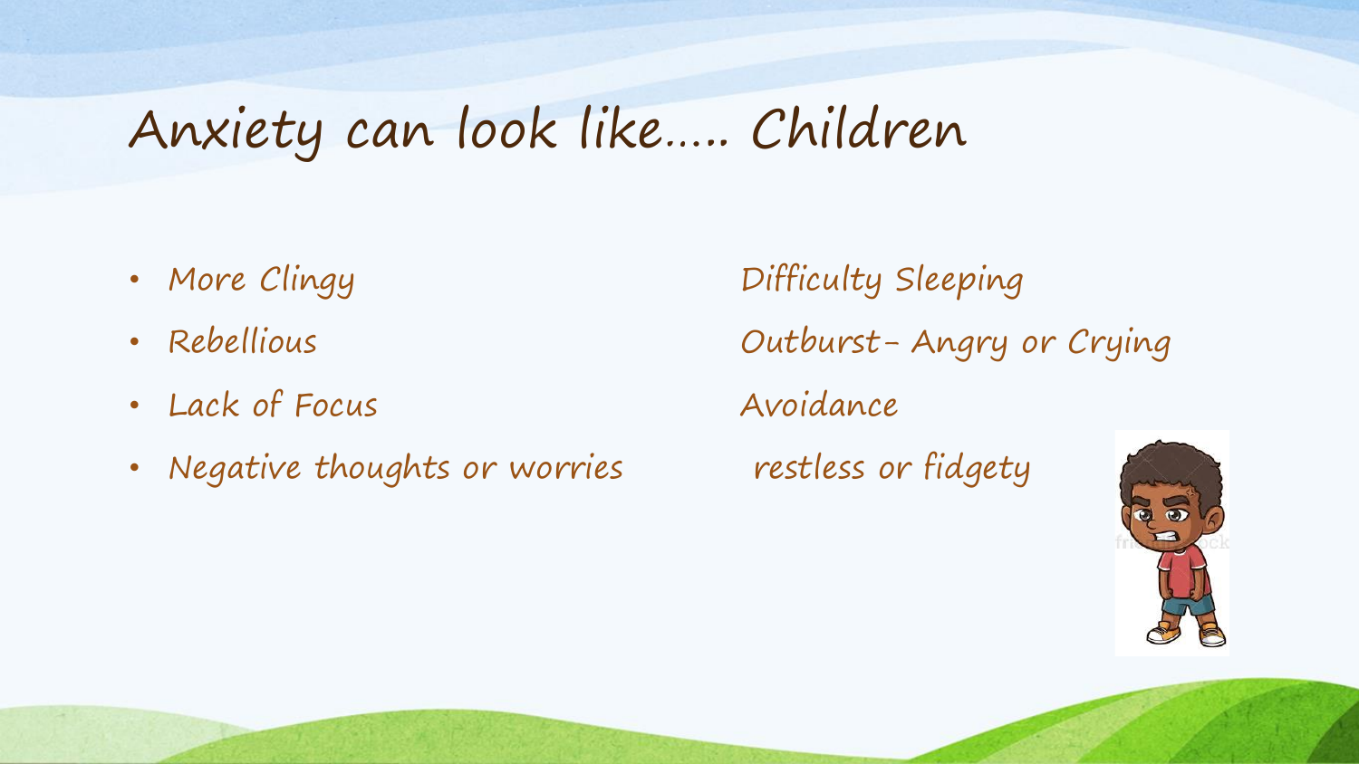# Anxiety can look like….. Children

- More Clingy
- Rebellious
- Lack of Focus
- Negative thoughts or worries

Difficulty Sleeping

Outburst- Angry or Crying

Avoidance

restless or fidgety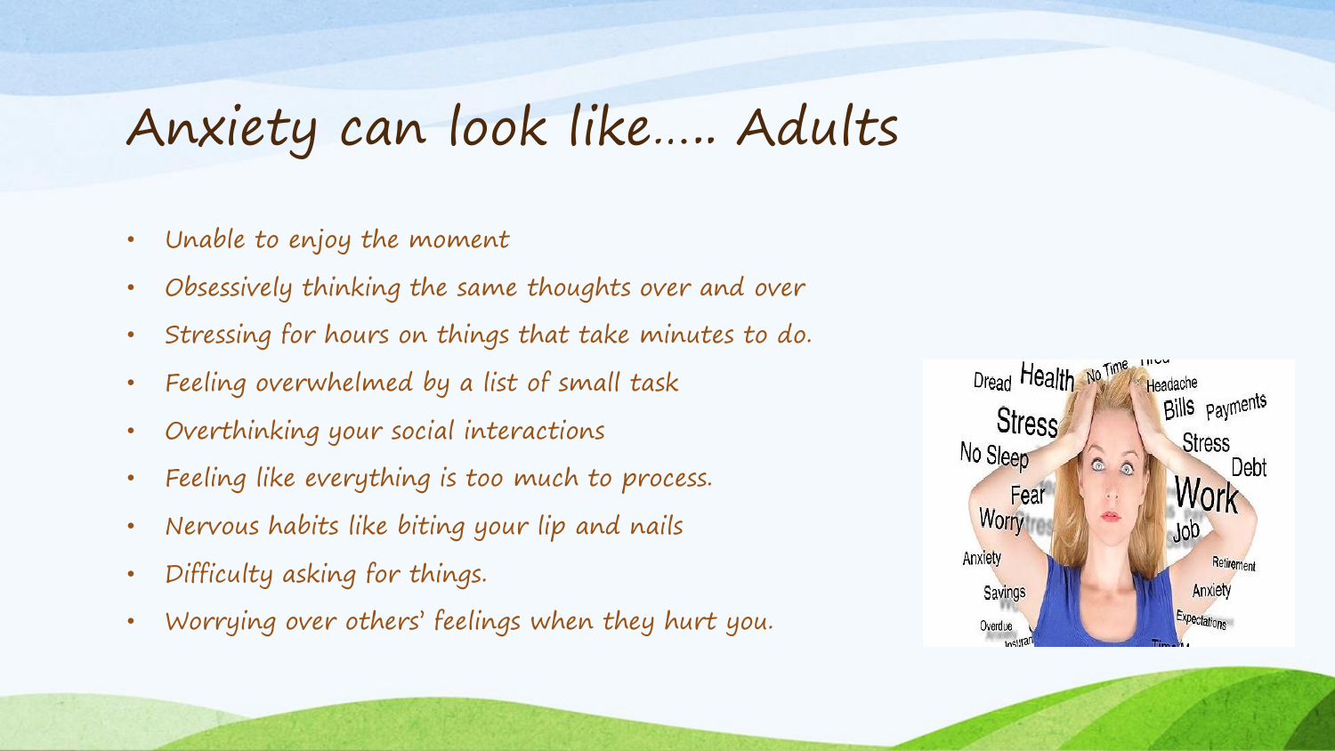# Anxiety can look like….. Adults

- Unable to enjoy the moment
- Obsessively thinking the same thoughts over and over
- Stressing for hours on things that take minutes to do.
- Feeling overwhelmed by a list of small task
- Overthinking your social interactions
- Feeling like everything is too much to process.
- Nervous habits like biting your lip and nails
- Difficulty asking for things.
- Worrying over others' feelings when they hurt you.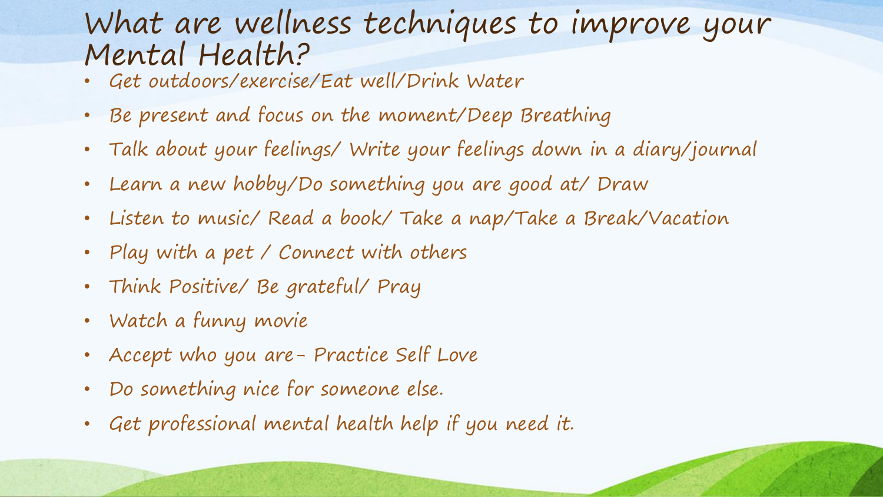# What are wellness techniques to improve your Mental Health?

- Get outdoors/exercise/Eat well/Drink Water
- Be present and focus on the moment/Deep Breathing
- Talk about your feelings/ Write your feelings down in a diary/journal
- Learn a new hobby/Do something you are good at/ Draw
- Listen to music/ Read a book/ Take a nap/Take a Break/Vacation
- Play with a pet / Connect with others
- Think Positive/ Be grateful/ Pray
- Watch a funny movie
- Accept who you are- Practice Self Love
- Do something nice for someone else.
- Get professional mental health help if you need it.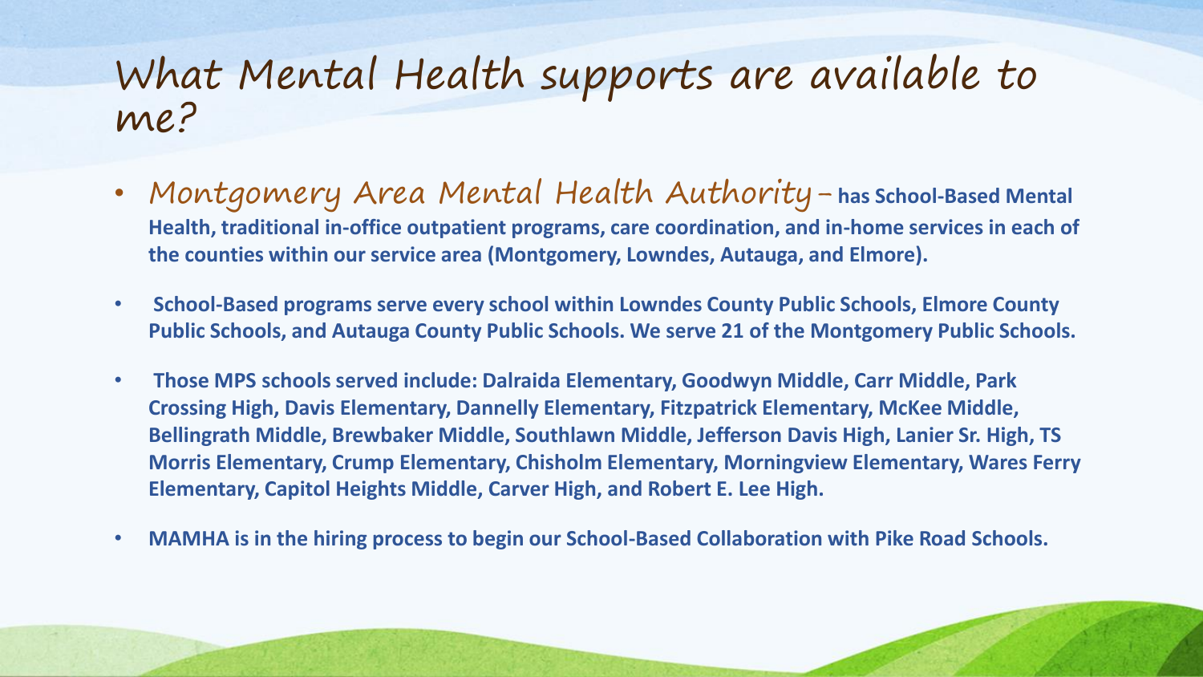# What Mental Health supports are available to me?

- Montgomery Area Mental Health Authority – **has School-Based Mental Health, traditional in-office outpatient programs, care coordination, and in-home services in each of the counties within our service area (Montgomery, Lowndes, Autauga, and Elmore).**
- **School-Based programs serve every school within Lowndes County Public Schools, Elmore County Public Schools, and Autauga County Public Schools. We serve 21 of the Montgomery Public Schools.**
- **Those MPS schools served include: Dalraida Elementary, Goodwyn Middle, Carr Middle, Park Crossing High, Davis Elementary, Dannelly Elementary, Fitzpatrick Elementary, McKee Middle, Bellingrath Middle, Brewbaker Middle, Southlawn Middle, Jefferson Davis High, Lanier Sr. High, TS Morris Elementary, Crump Elementary, Chisholm Elementary, Morningview Elementary, Wares Ferry Elementary, Capitol Heights Middle, Carver High, and Robert E. Lee High.**
- **MAMHA is in the hiring process to begin our School-Based Collaboration with Pike Road Schools.**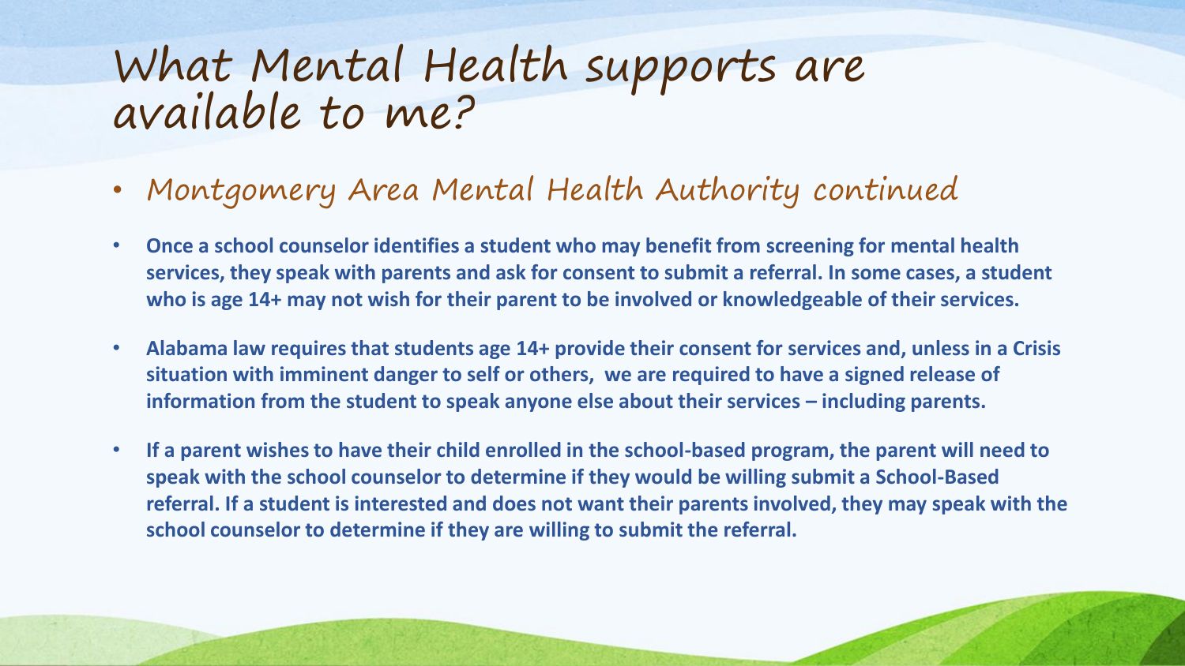# What Mental Health supports are available to me?

- Montgomery Area Mental Health Authority continued

- **Once a school counselor identifies a student who may benefit from screening for mental health services, they speak with parents and ask for consent to submit a referral. In some cases, a student who is age 14+ may not wish for their parent to be involved or knowledgeable of their services.**
- **Alabama law requires that students age 14+ provide their consent for services and, unless in a Crisis situation with imminent danger to self or others, we are required to have a signed release of information from the student to speak anyone else about their services – including parents.**
- **If a parent wishes to have their child enrolled in the school-based program, the parent will need to speak with the school counselor to determine if they would be willing submit a School-Based referral. If a student is interested and does not want their parents involved, they may speak with the school counselor to determine if they are willing to submit the referral.**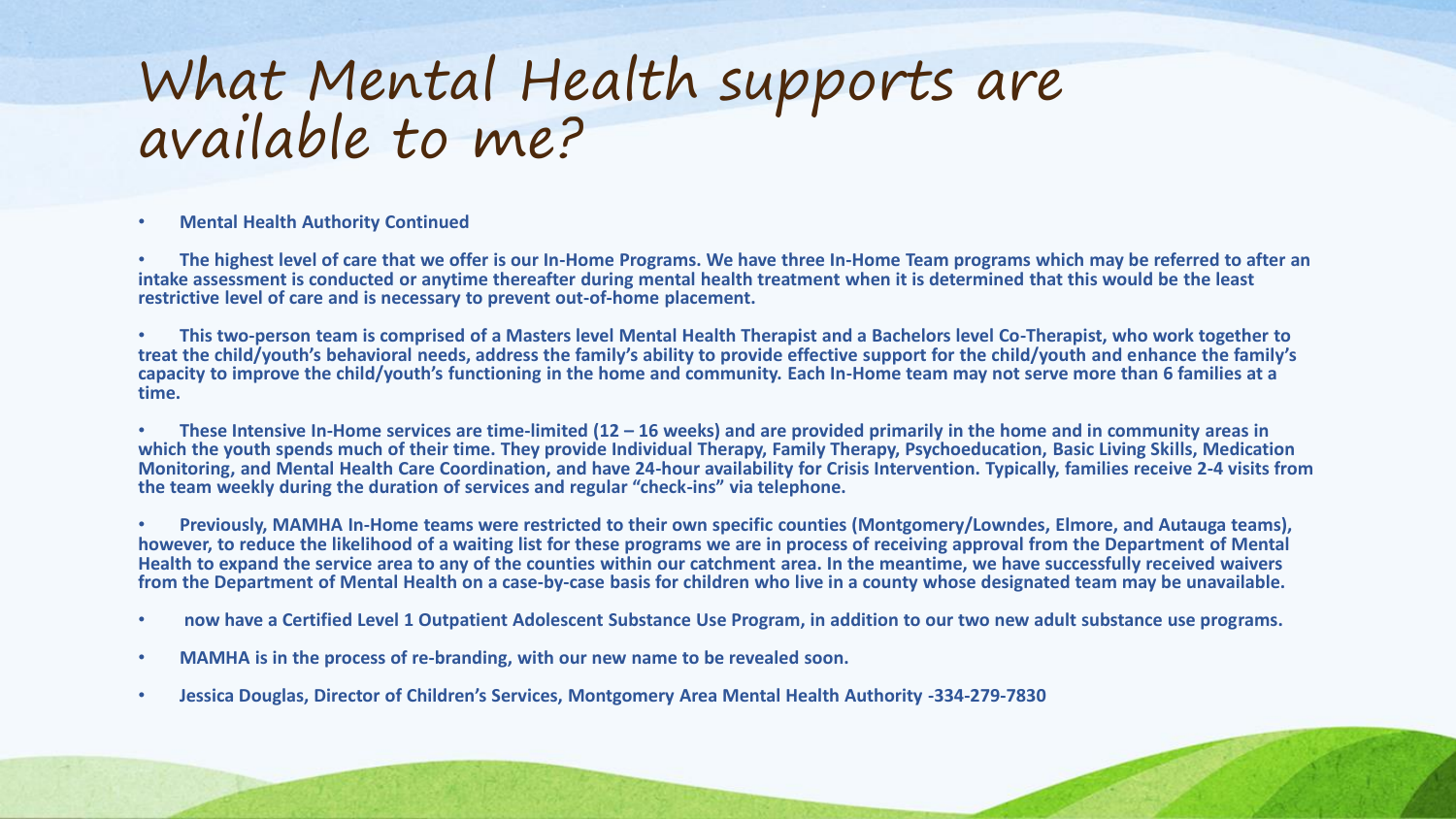# What Mental Health supports are available to me?

- **Mental Health Authority Continued**
- **The highest level of care that we offer is our In-Home Programs. We have three In-Home Team programs which may be referred to after an intake assessment is conducted or anytime thereafter during mental health treatment when it is determined that this would be the least restrictive level of care and is necessary to prevent out-of-home placement.**
- **This two-person team is comprised of a Masters level Mental Health Therapist and a Bachelors level Co-Therapist, who work together to treat the child/youth's behavioral needs, address the family's ability to provide effective support for the child/youth and enhance the family's capacity to improve the child/youth's functioning in the home and community. Each In-Home team may not serve more than 6 families at a time.**
- **These Intensive In-Home services are time-limited (12 – 16 weeks) and are provided primarily in the home and in community areas in which the youth spends much of their time. They provide Individual Therapy, Family Therapy, Psychoeducation, Basic Living Skills, Medication Monitoring, and Mental Health Care Coordination, and have 24-hour availability for Crisis Intervention. Typically, families receive 2-4 visits from the team weekly during the duration of services and regular "check-ins" via telephone.**
- **Previously, MAMHA In-Home teams were restricted to their own specific counties (Montgomery/Lowndes, Elmore, and Autauga teams), however, to reduce the likelihood of a waiting list for these programs we are in process of receiving approval from the Department of Mental Health to expand the service area to any of the counties within our catchment area. In the meantime, we have successfully received waivers from the Department of Mental Health on a case-by-case basis for children who live in a county whose designated team may be unavailable.**
- **now have a Certified Level 1 Outpatient Adolescent Substance Use Program, in addition to our two new adult substance use programs.**
- **MAMHA is in the process of re-branding, with our new name to be revealed soon.**
- **Jessica Douglas, Director of Children's Services, Montgomery Area Mental Health Authority -334-279-7830**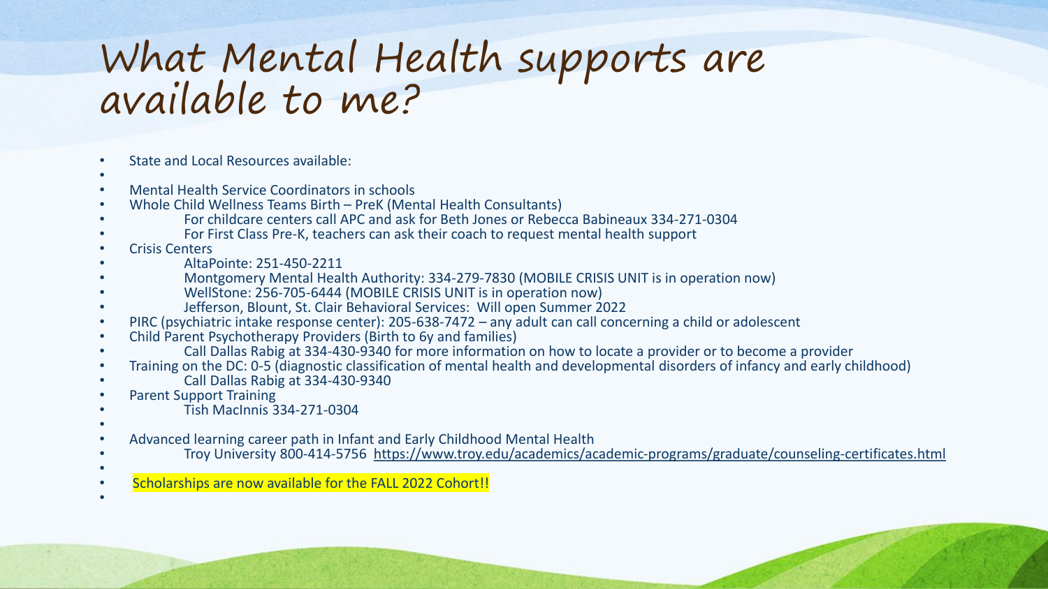# What Mental Health supports are available to me?

- State and Local Resources available:
- Mental Health Service Coordinators in schools
- Whole Child Wellness Teams Birth – PreK (Mental Health Consultants)
  - For childcare centers call APC and ask for Beth Jones or Rebecca Babineaux 334-271-0304
  - For First Class Pre-K, teachers can ask their coach to request mental health support
- Crisis Centers
  - AltaPointe: 251-450-2211
  - Montgomery Mental Health Authority: 334-279-7830 (MOBILE CRISIS UNIT is in operation now)
  - WellStone: 256-705-6444 (MOBILE CRISIS UNIT is in operation now)
  - Jefferson, Blount, St. Clair Behavioral Services: Will open Summer 2022
- PIRC (psychiatric intake response center): 205-638-7472 – any adult can call concerning a child or adolescent
- Child Parent Psychotherapy Providers (Birth to 6y and families)
  - Call Dallas Rabig at 334-430-9340 for more information on how to locate a provider or to become a provider
- Training on the DC: 0-5 (diagnostic classification of mental health and developmental disorders of infancy and early childhood)
  - Call Dallas Rabig at 334-430-9340
- Parent Support Training
  - Tish MacInnis 334-271-0304
- Advanced learning career path in Infant and Early Childhood Mental Health
  - Troy University 800-414-5756 https://www.troy.edu/academics/academic-programs/graduate/counseling-certificates.html
- Scholarships are now available for the FALL 2022 Cohort!!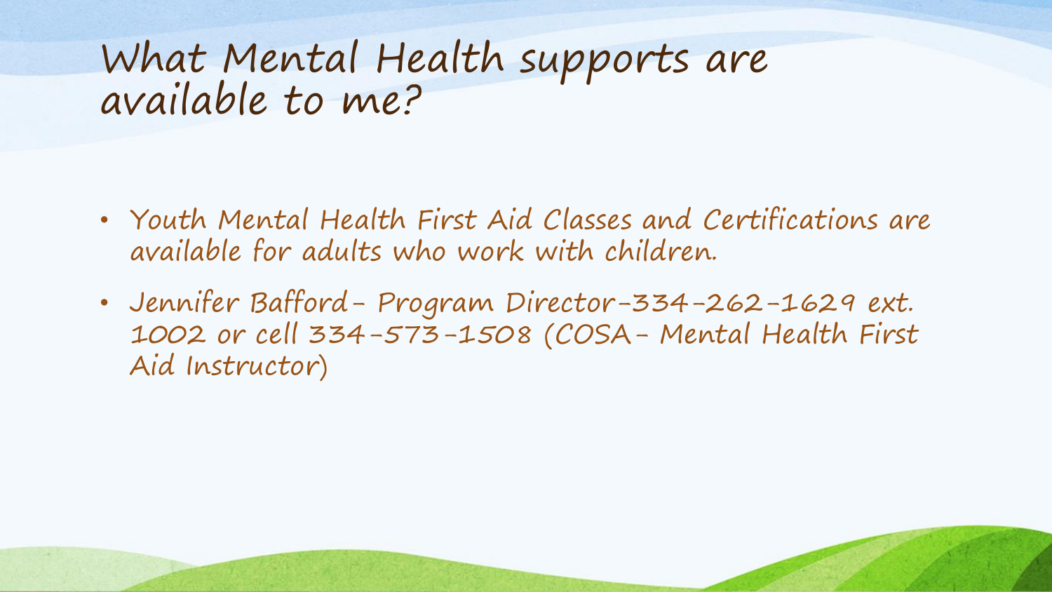# What Mental Health supports are available to me?

- Youth Mental Health First Aid Classes and Certifications are available for adults who work with children.
- Jennifer Bafford- Program Director-334-262-1629 ext. 1002 or cell 334-573-1508 (COSA- Mental Health First Aid Instructor)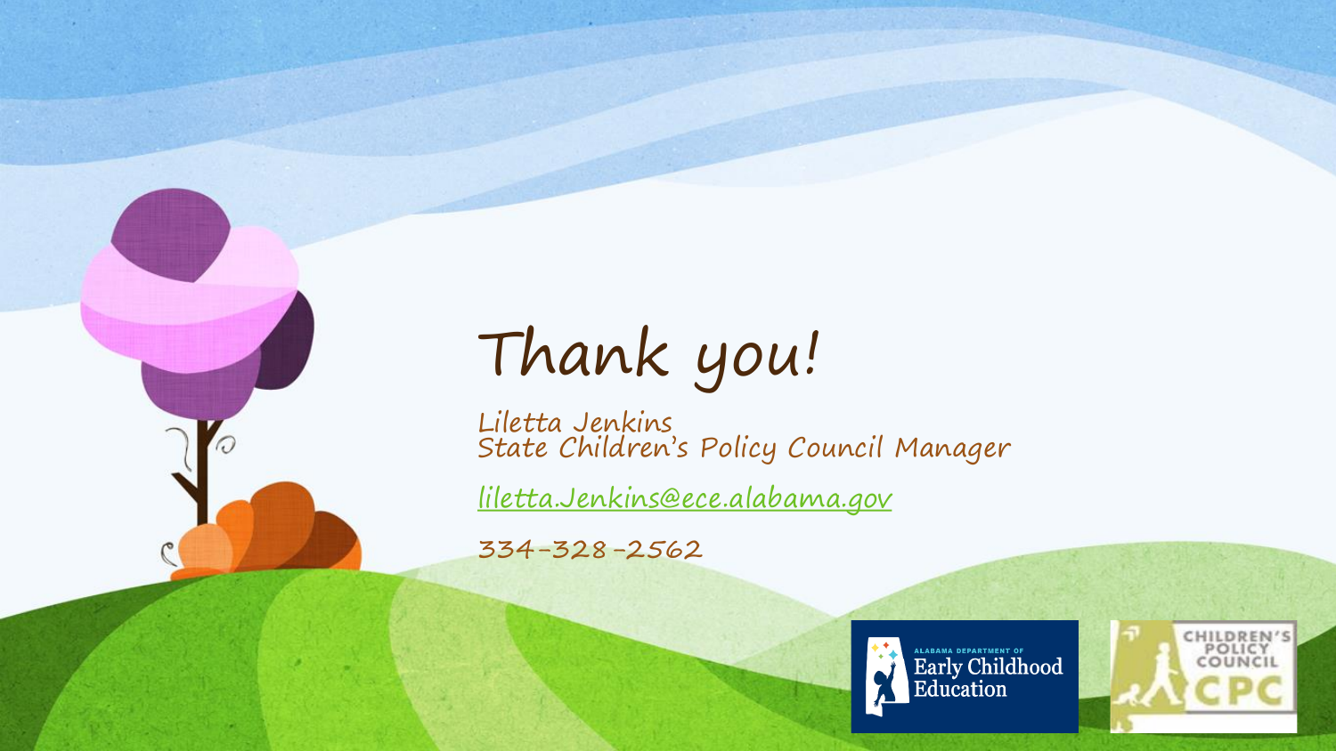# Thank you!

Liletta Jenkins
State Children's Policy Council Manager

liletta.Jenkins@ece.alabama.gov

334-328-2562

ALABAMA DEPARTMENT OF Early Childhood Education

CHILDREN'S POLICY COUNCIL CPC